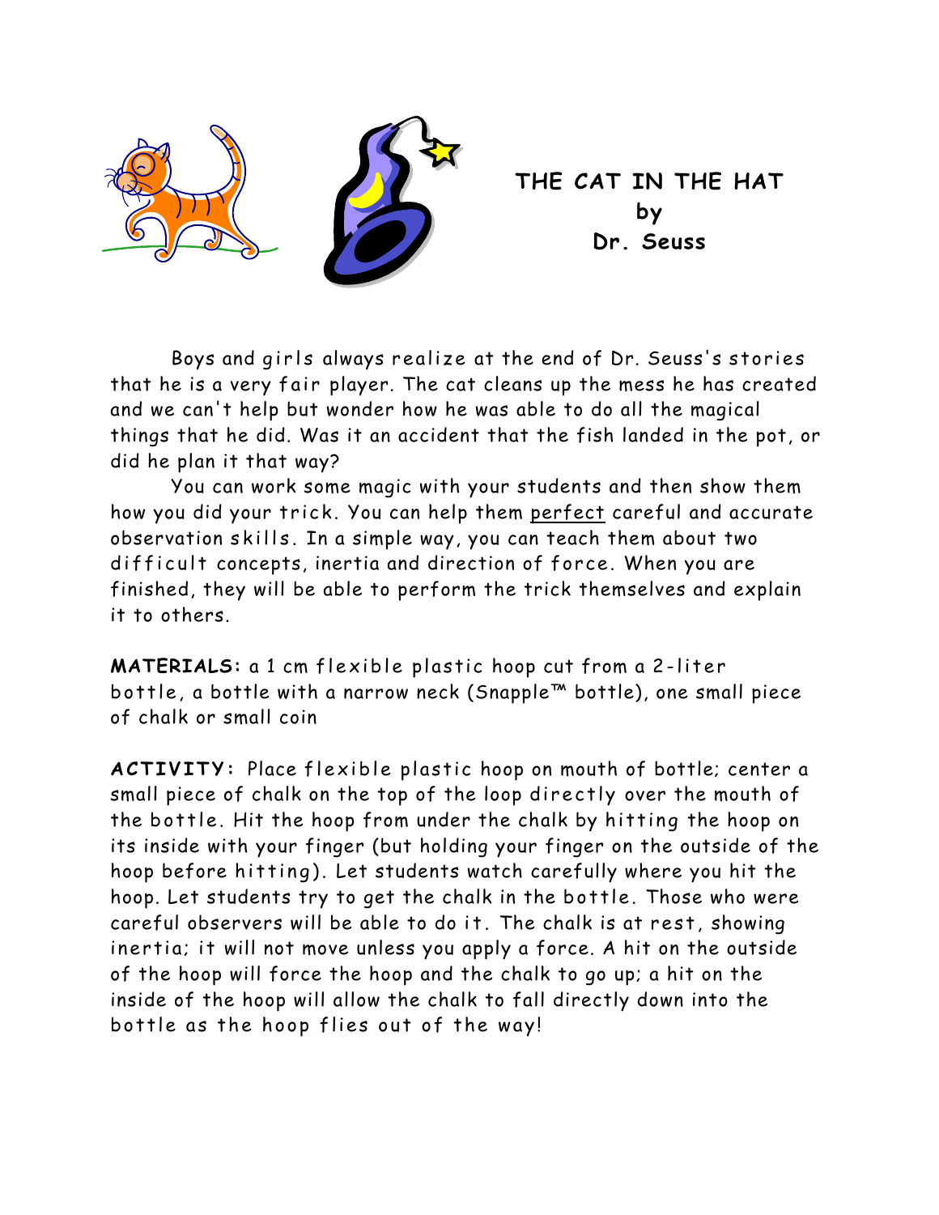# THE CAT IN THE HAT
by
Dr. Seuss

Boys and girls always realize at the end of Dr. Seuss's stories that he is a very fair player. The cat cleans up the mess he has created and we can't help but wonder how he was able to do all the magical things that he did. Was it an accident that the fish landed in the pot, or did he plan it that way?

You can work some magic with your students and then show them how you did your trick. You can help them perfect careful and accurate observation skills. In a simple way, you can teach them about two difficult concepts, inertia and direction of force. When you are finished, they will be able to perform the trick themselves and explain it to others.

**MATERIALS:** a 1 cm flexible plastic hoop cut from a 2-liter bottle, a bottle with a narrow neck (Snapple™ bottle), one small piece of chalk or small coin

**ACTIVITY:** Place flexible plastic hoop on mouth of bottle; center a small piece of chalk on the top of the loop directly over the mouth of the bottle. Hit the hoop from under the chalk by hitting the hoop on its inside with your finger (but holding your finger on the outside of the hoop before hitting). Let students watch carefully where you hit the hoop. Let students try to get the chalk in the bottle. Those who were careful observers will be able to do it. The chalk is at rest, showing inertia; it will not move unless you apply a force. A hit on the outside of the hoop will force the hoop and the chalk to go up; a hit on the inside of the hoop will allow the chalk to fall directly down into the bottle as the hoop flies out of the way!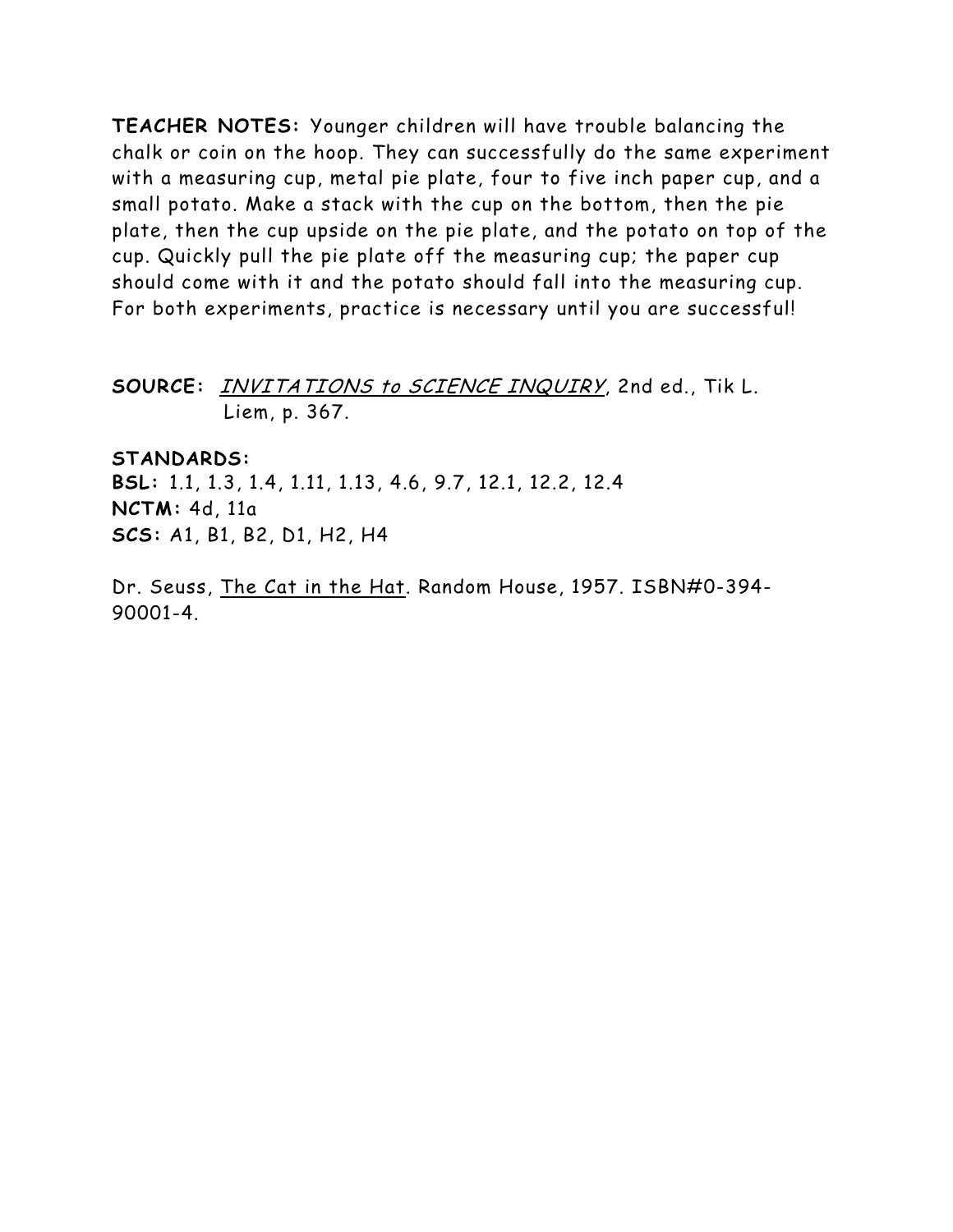**TEACHER NOTES:** Younger children will have trouble balancing the chalk or coin on the hoop. They can successfully do the same experiment with a measuring cup, metal pie plate, four to five inch paper cup, and a small potato. Make a stack with the cup on the bottom, then the pie plate, then the cup upside on the pie plate, and the potato on top of the cup. Quickly pull the pie plate off the measuring cup; the paper cup should come with it and the potato should fall into the measuring cup. For both experiments, practice is necessary until you are successful!

**SOURCE:** *INVITATIONS to SCIENCE INQUIRY*, 2nd ed., Tik L. Liem, p. 367.

**STANDARDS:**
**BSL:** 1.1, 1.3, 1.4, 1.11, 1.13, 4.6, 9.7, 12.1, 12.2, 12.4
**NCTM:** 4d, 11a
**SCS:** A1, B1, B2, D1, H2, H4

Dr. Seuss, The Cat in the Hat. Random House, 1957. ISBN#0-394-90001-4.